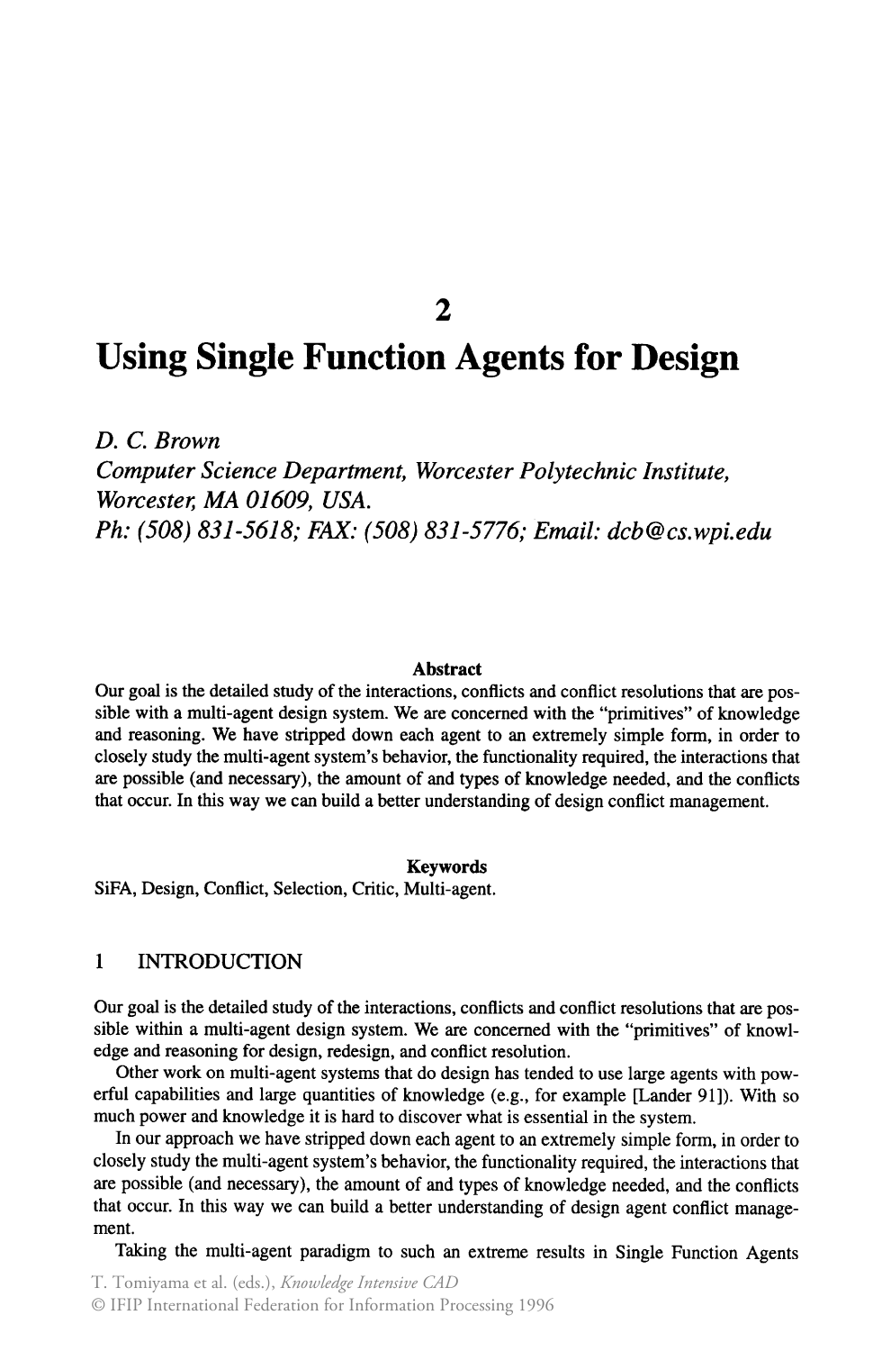# 2

# Using Single Function Agents for Design

*D. C. Brown*
*Computer Science Department, Worcester Polytechnic Institute, Worcester, MA 01609, USA.*
*Ph: (508) 831-5618; FAX: (508) 831-5776; Email: dcb@cs.wpi.edu*

**Abstract**

Our goal is the detailed study of the interactions, conflicts and conflict resolutions that are possible with a multi-agent design system. We are concerned with the "primitives" of knowledge and reasoning. We have stripped down each agent to an extremely simple form, in order to closely study the multi-agent system's behavior, the functionality required, the interactions that are possible (and necessary), the amount of and types of knowledge needed, and the conflicts that occur. In this way we can build a better understanding of design conflict management.

**Keywords**

SiFA, Design, Conflict, Selection, Critic, Multi-agent.

## 1 INTRODUCTION

Our goal is the detailed study of the interactions, conflicts and conflict resolutions that are possible within a multi-agent design system. We are concerned with the "primitives" of knowledge and reasoning for design, redesign, and conflict resolution.

Other work on multi-agent systems that do design has tended to use large agents with powerful capabilities and large quantities of knowledge (e.g., for example [Lander 91]). With so much power and knowledge it is hard to discover what is essential in the system.

In our approach we have stripped down each agent to an extremely simple form, in order to closely study the multi-agent system's behavior, the functionality required, the interactions that are possible (and necessary), the amount of and types of knowledge needed, and the conflicts that occur. In this way we can build a better understanding of design agent conflict management.

Taking the multi-agent paradigm to such an extreme results in Single Function Agents

T. Tomiyama et al. (eds.), *Knowledge Intensive CAD*
© IFIP International Federation for Information Processing 1996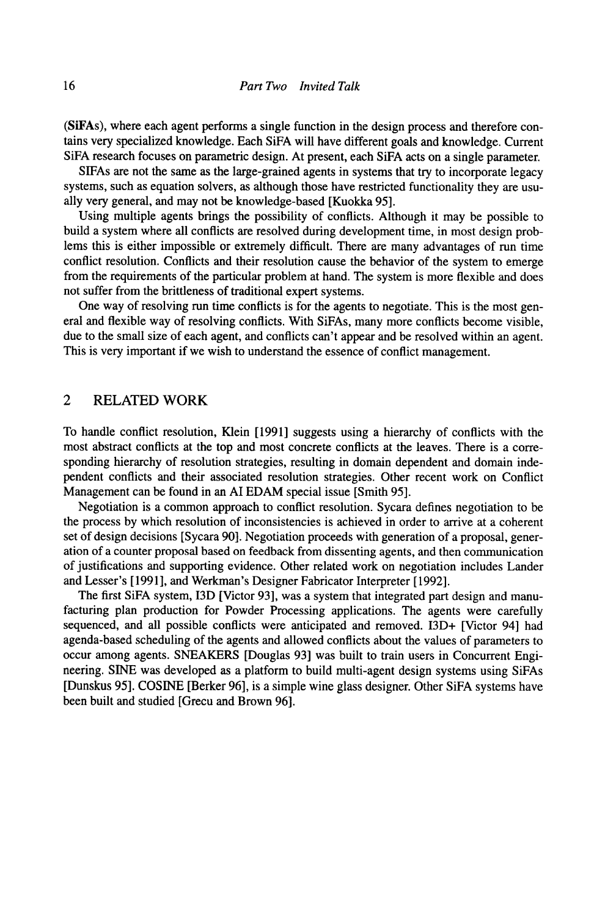(**SiFAs**), where each agent performs a single function in the design process and therefore contains very specialized knowledge. Each SiFA will have different goals and knowledge. Current SiFA research focuses on parametric design. At present, each SiFA acts on a single parameter.

SIFAs are not the same as the large-grained agents in systems that try to incorporate legacy systems, such as equation solvers, as although those have restricted functionality they are usually very general, and may not be knowledge-based [Kuokka 95].

Using multiple agents brings the possibility of conflicts. Although it may be possible to build a system where all conflicts are resolved during development time, in most design problems this is either impossible or extremely difficult. There are many advantages of run time conflict resolution. Conflicts and their resolution cause the behavior of the system to emerge from the requirements of the particular problem at hand. The system is more flexible and does not suffer from the brittleness of traditional expert systems.

One way of resolving run time conflicts is for the agents to negotiate. This is the most general and flexible way of resolving conflicts. With SiFAs, many more conflicts become visible, due to the small size of each agent, and conflicts can't appear and be resolved within an agent. This is very important if we wish to understand the essence of conflict management.

## 2 RELATED WORK

To handle conflict resolution, Klein [1991] suggests using a hierarchy of conflicts with the most abstract conflicts at the top and most concrete conflicts at the leaves. There is a corresponding hierarchy of resolution strategies, resulting in domain dependent and domain independent conflicts and their associated resolution strategies. Other recent work on Conflict Management can be found in an AI EDAM special issue [Smith 95].

Negotiation is a common approach to conflict resolution. Sycara defines negotiation to be the process by which resolution of inconsistencies is achieved in order to arrive at a coherent set of design decisions [Sycara 90]. Negotiation proceeds with generation of a proposal, generation of a counter proposal based on feedback from dissenting agents, and then communication of justifications and supporting evidence. Other related work on negotiation includes Lander and Lesser's [1991], and Werkman's Designer Fabricator Interpreter [1992].

The first SiFA system, I3D [Victor 93], was a system that integrated part design and manufacturing plan production for Powder Processing applications. The agents were carefully sequenced, and all possible conflicts were anticipated and removed. I3D+ [Victor 94] had agenda-based scheduling of the agents and allowed conflicts about the values of parameters to occur among agents. SNEAKERS [Douglas 93] was built to train users in Concurrent Engineering. SINE was developed as a platform to build multi-agent design systems using SiFAs [Dunskus 95]. COSINE [Berker 96], is a simple wine glass designer. Other SiFA systems have been built and studied [Grecu and Brown 96].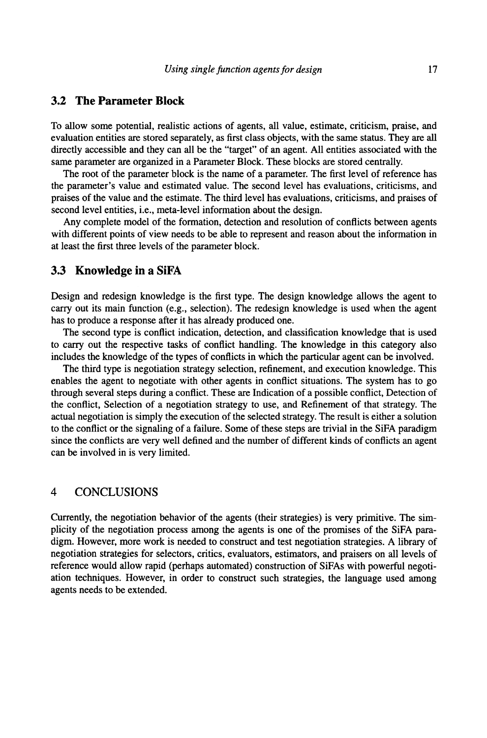## 3.2 The Parameter Block

To allow some potential, realistic actions of agents, all value, estimate, criticism, praise, and evaluation entities are stored separately, as first class objects, with the same status. They are all directly accessible and they can all be the "target" of an agent. All entities associated with the same parameter are organized in a Parameter Block. These blocks are stored centrally.

The root of the parameter block is the name of a parameter. The first level of reference has the parameter's value and estimated value. The second level has evaluations, criticisms, and praises of the value and the estimate. The third level has evaluations, criticisms, and praises of second level entities, i.e., meta-level information about the design.

Any complete model of the formation, detection and resolution of conflicts between agents with different points of view needs to be able to represent and reason about the information in at least the first three levels of the parameter block.

## 3.3 Knowledge in a SiFA

Design and redesign knowledge is the first type. The design knowledge allows the agent to carry out its main function (e.g., selection). The redesign knowledge is used when the agent has to produce a response after it has already produced one.

The second type is conflict indication, detection, and classification knowledge that is used to carry out the respective tasks of conflict handling. The knowledge in this category also includes the knowledge of the types of conflicts in which the particular agent can be involved.

The third type is negotiation strategy selection, refinement, and execution knowledge. This enables the agent to negotiate with other agents in conflict situations. The system has to go through several steps during a conflict. These are Indication of a possible conflict, Detection of the conflict, Selection of a negotiation strategy to use, and Refinement of that strategy. The actual negotiation is simply the execution of the selected strategy. The result is either a solution to the conflict or the signaling of a failure. Some of these steps are trivial in the SiFA paradigm since the conflicts are very well defined and the number of different kinds of conflicts an agent can be involved in is very limited.

# 4 CONCLUSIONS

Currently, the negotiation behavior of the agents (their strategies) is very primitive. The simplicity of the negotiation process among the agents is one of the promises of the SiFA paradigm. However, more work is needed to construct and test negotiation strategies. A library of negotiation strategies for selectors, critics, evaluators, estimators, and praisers on all levels of reference would allow rapid (perhaps automated) construction of SiFAs with powerful negotiation techniques. However, in order to construct such strategies, the language used among agents needs to be extended.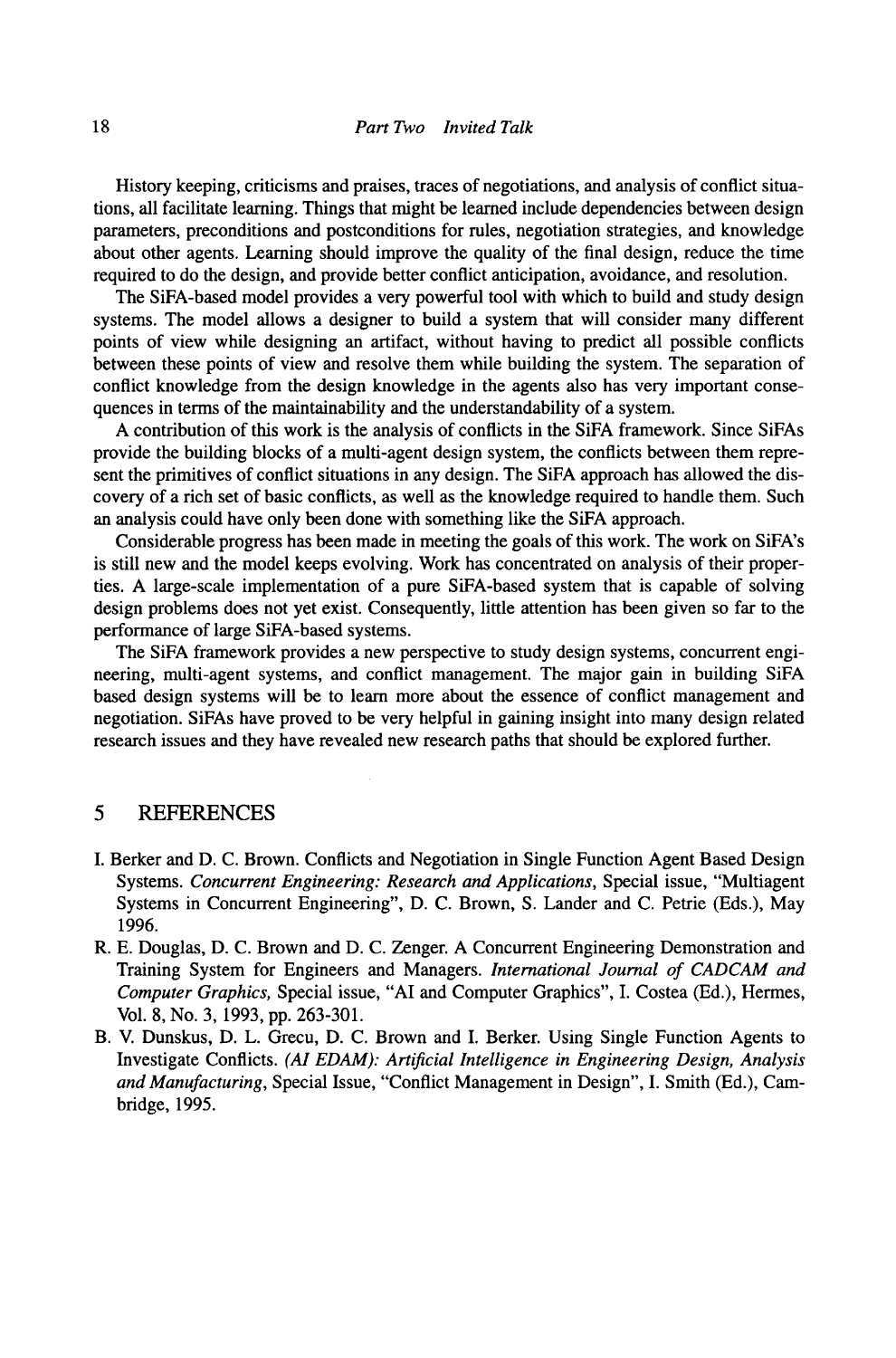History keeping, criticisms and praises, traces of negotiations, and analysis of conflict situations, all facilitate learning. Things that might be learned include dependencies between design parameters, preconditions and postconditions for rules, negotiation strategies, and knowledge about other agents. Learning should improve the quality of the final design, reduce the time required to do the design, and provide better conflict anticipation, avoidance, and resolution.

The SiFA-based model provides a very powerful tool with which to build and study design systems. The model allows a designer to build a system that will consider many different points of view while designing an artifact, without having to predict all possible conflicts between these points of view and resolve them while building the system. The separation of conflict knowledge from the design knowledge in the agents also has very important consequences in terms of the maintainability and the understandability of a system.

A contribution of this work is the analysis of conflicts in the SiFA framework. Since SiFAs provide the building blocks of a multi-agent design system, the conflicts between them represent the primitives of conflict situations in any design. The SiFA approach has allowed the discovery of a rich set of basic conflicts, as well as the knowledge required to handle them. Such an analysis could have only been done with something like the SiFA approach.

Considerable progress has been made in meeting the goals of this work. The work on SiFA's is still new and the model keeps evolving. Work has concentrated on analysis of their properties. A large-scale implementation of a pure SiFA-based system that is capable of solving design problems does not yet exist. Consequently, little attention has been given so far to the performance of large SiFA-based systems.

The SiFA framework provides a new perspective to study design systems, concurrent engineering, multi-agent systems, and conflict management. The major gain in building SiFA based design systems will be to learn more about the essence of conflict management and negotiation. SiFAs have proved to be very helpful in gaining insight into many design related research issues and they have revealed new research paths that should be explored further.

## 5 REFERENCES

I. Berker and D. C. Brown. Conflicts and Negotiation in Single Function Agent Based Design Systems. *Concurrent Engineering: Research and Applications*, Special issue, "Multiagent Systems in Concurrent Engineering", D. C. Brown, S. Lander and C. Petrie (Eds.), May 1996.

R. E. Douglas, D. C. Brown and D. C. Zenger. A Concurrent Engineering Demonstration and Training System for Engineers and Managers. *International Journal of CADCAM and Computer Graphics,* Special issue, "AI and Computer Graphics", I. Costea (Ed.), Hermes, Vol. 8, No. 3, 1993, pp. 263-301.

B. V. Dunskus, D. L. Grecu, D. C. Brown and I. Berker. Using Single Function Agents to Investigate Conflicts. *(AI EDAM): Artificial Intelligence in Engineering Design, Analysis and Manufacturing*, Special Issue, "Conflict Management in Design", I. Smith (Ed.), Cambridge, 1995.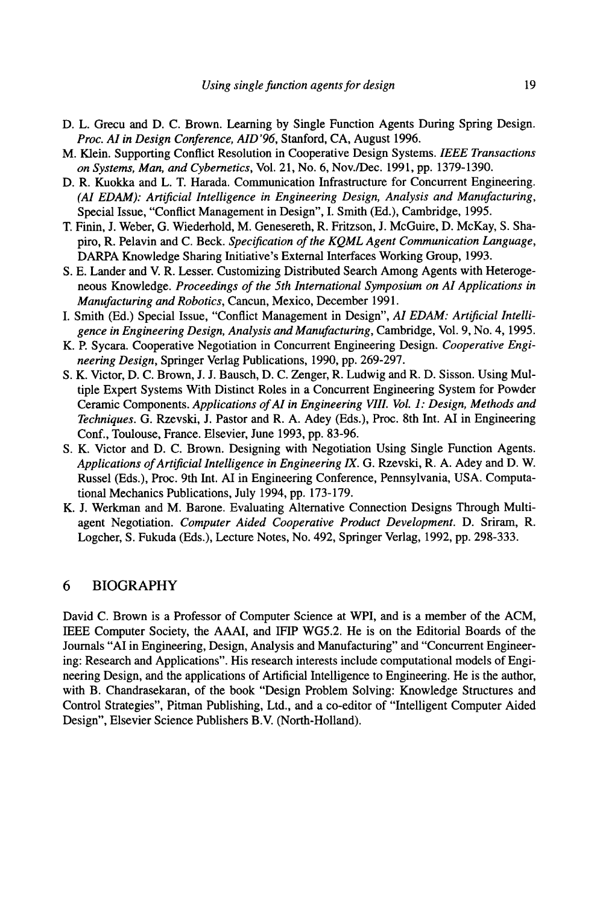D. L. Grecu and D. C. Brown. Learning by Single Function Agents During Spring Design. *Proc. AI in Design Conference, AID'96*, Stanford, CA, August 1996.

M. Klein. Supporting Conflict Resolution in Cooperative Design Systems. *IEEE Transactions on Systems, Man, and Cybernetics*, Vol. 21, No. 6, Nov./Dec. 1991, pp. 1379-1390.

D. R. Kuokka and L. T. Harada. Communication Infrastructure for Concurrent Engineering. *(AI EDAM): Artificial Intelligence in Engineering Design, Analysis and Manufacturing*, Special Issue, "Conflict Management in Design", I. Smith (Ed.), Cambridge, 1995.

T. Finin, J. Weber, G. Wiederhold, M. Genesereth, R. Fritzson, J. McGuire, D. McKay, S. Shapiro, R. Pelavin and C. Beck. *Specification of the KQML Agent Communication Language*, DARPA Knowledge Sharing Initiative's External Interfaces Working Group, 1993.

S. E. Lander and V. R. Lesser. Customizing Distributed Search Among Agents with Heterogeneous Knowledge. *Proceedings of the 5th International Symposium on AI Applications in Manufacturing and Robotics*, Cancun, Mexico, December 1991.

I. Smith (Ed.) Special Issue, "Conflict Management in Design", *AI EDAM: Artificial Intelligence in Engineering Design, Analysis and Manufacturing*, Cambridge, Vol. 9, No. 4, 1995.

K. P. Sycara. Cooperative Negotiation in Concurrent Engineering Design. *Cooperative Engineering Design*, Springer Verlag Publications, 1990, pp. 269-297.

S. K. Victor, D. C. Brown, J. J. Bausch, D. C. Zenger, R. Ludwig and R. D. Sisson. Using Multiple Expert Systems With Distinct Roles in a Concurrent Engineering System for Powder Ceramic Components. *Applications of AI in Engineering VIII. Vol. 1: Design, Methods and Techniques*. G. Rzevski, J. Pastor and R. A. Adey (Eds.), Proc. 8th Int. AI in Engineering Conf., Toulouse, France. Elsevier, June 1993, pp. 83-96.

S. K. Victor and D. C. Brown. Designing with Negotiation Using Single Function Agents. *Applications of Artificial Intelligence in Engineering IX*. G. Rzevski, R. A. Adey and D. W. Russel (Eds.), Proc. 9th Int. AI in Engineering Conference, Pennsylvania, USA. Computational Mechanics Publications, July 1994, pp. 173-179.

K. J. Werkman and M. Barone. Evaluating Alternative Connection Designs Through Multiagent Negotiation. *Computer Aided Cooperative Product Development*. D. Sriram, R. Logcher, S. Fukuda (Eds.), Lecture Notes, No. 492, Springer Verlag, 1992, pp. 298-333.

## 6 BIOGRAPHY

David C. Brown is a Professor of Computer Science at WPI, and is a member of the ACM, IEEE Computer Society, the AAAI, and IFIP WG5.2. He is on the Editorial Boards of the Journals "AI in Engineering, Design, Analysis and Manufacturing" and "Concurrent Engineering: Research and Applications". His research interests include computational models of Engineering Design, and the applications of Artificial Intelligence to Engineering. He is the author, with B. Chandrasekaran, of the book "Design Problem Solving: Knowledge Structures and Control Strategies", Pitman Publishing, Ltd., and a co-editor of "Intelligent Computer Aided Design", Elsevier Science Publishers B.V. (North-Holland).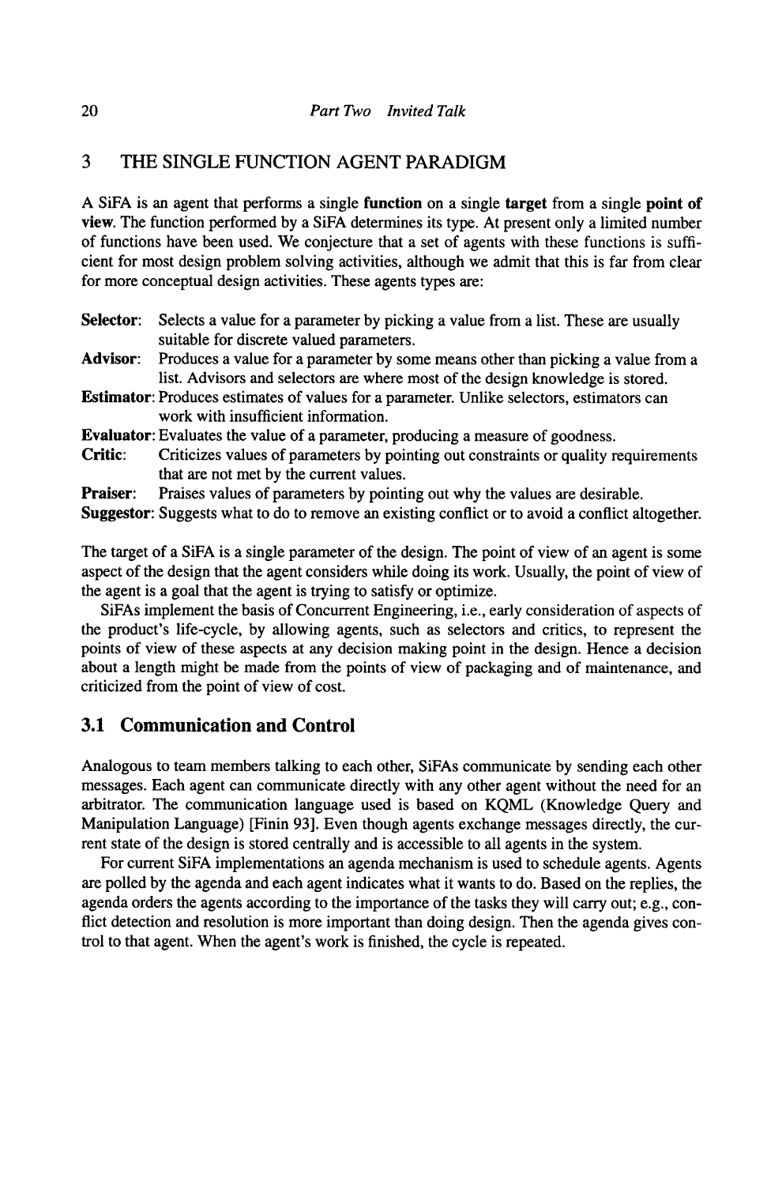## 3 THE SINGLE FUNCTION AGENT PARADIGM

A SiFA is an agent that performs a single **function** on a single **target** from a single **point of view**. The function performed by a SiFA determines its type. At present only a limited number of functions have been used. We conjecture that a set of agents with these functions is sufficient for most design problem solving activities, although we admit that this is far from clear for more conceptual design activities. These agents types are:

**Selector**: Selects a value for a parameter by picking a value from a list. These are usually suitable for discrete valued parameters.

**Advisor**: Produces a value for a parameter by some means other than picking a value from a list. Advisors and selectors are where most of the design knowledge is stored.

**Estimator**: Produces estimates of values for a parameter. Unlike selectors, estimators can work with insufficient information.

**Evaluator**: Evaluates the value of a parameter, producing a measure of goodness.

**Critic**: Criticizes values of parameters by pointing out constraints or quality requirements that are not met by the current values.

**Praiser**: Praises values of parameters by pointing out why the values are desirable.

**Suggestor**: Suggests what to do to remove an existing conflict or to avoid a conflict altogether.

The target of a SiFA is a single parameter of the design. The point of view of an agent is some aspect of the design that the agent considers while doing its work. Usually, the point of view of the agent is a goal that the agent is trying to satisfy or optimize.

SiFAs implement the basis of Concurrent Engineering, i.e., early consideration of aspects of the product's life-cycle, by allowing agents, such as selectors and critics, to represent the points of view of these aspects at any decision making point in the design. Hence a decision about a length might be made from the points of view of packaging and of maintenance, and criticized from the point of view of cost.

### 3.1 Communication and Control

Analogous to team members talking to each other, SiFAs communicate by sending each other messages. Each agent can communicate directly with any other agent without the need for an arbitrator. The communication language used is based on KQML (Knowledge Query and Manipulation Language) [Finin 93]. Even though agents exchange messages directly, the current state of the design is stored centrally and is accessible to all agents in the system.

For current SiFA implementations an agenda mechanism is used to schedule agents. Agents are polled by the agenda and each agent indicates what it wants to do. Based on the replies, the agenda orders the agents according to the importance of the tasks they will carry out; e.g., conflict detection and resolution is more important than doing design. Then the agenda gives control to that agent. When the agent's work is finished, the cycle is repeated.